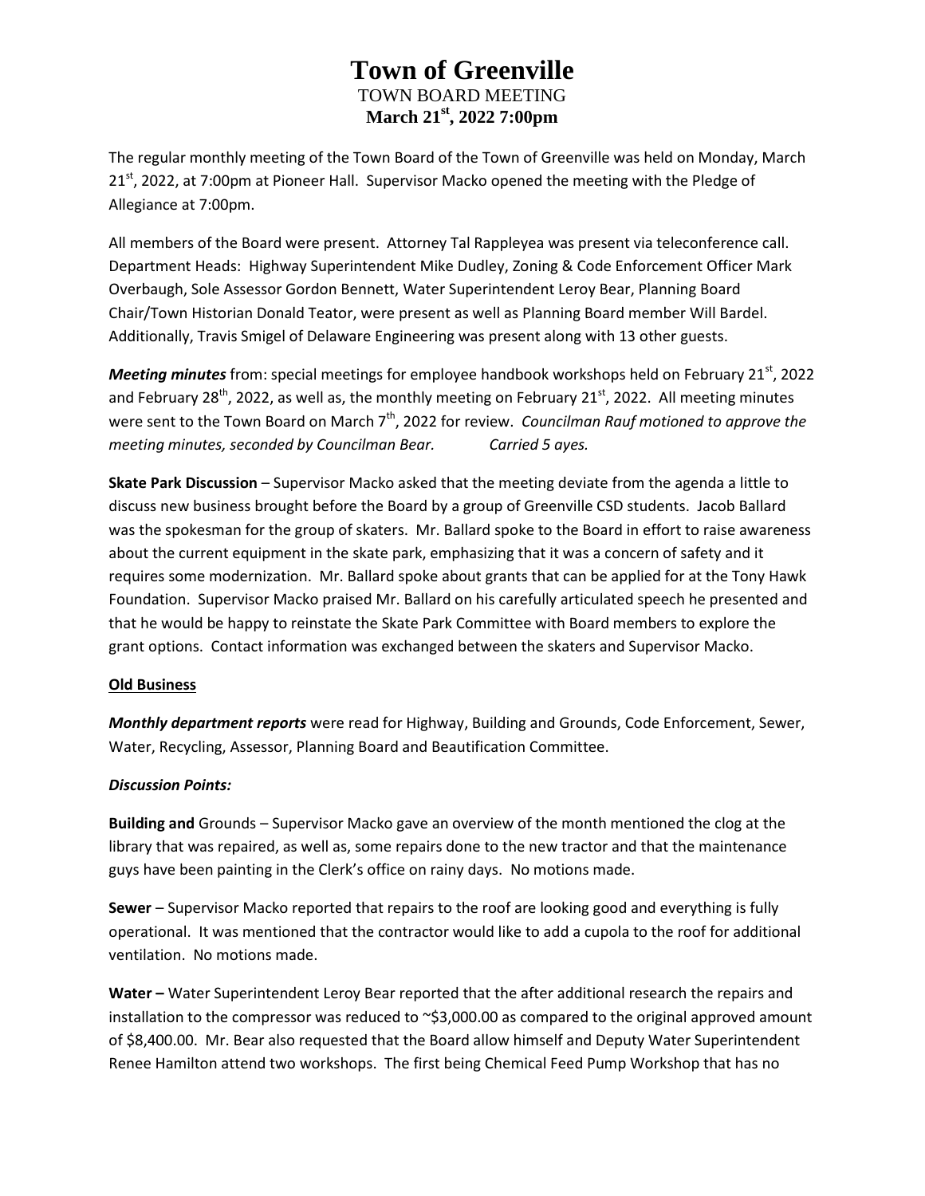# Town of Greenville

TOWN BOARD MEETING

**March 21st, 2022 7:00pm**

The regular monthly meeting of the Town Board of the Town of Greenville was held on Monday, March 21st, 2022, at 7:00pm at Pioneer Hall. Supervisor Macko opened the meeting with the Pledge of Allegiance at 7:00pm.

All members of the Board were present. Attorney Tal Rappleyea was present via teleconference call. Department Heads: Highway Superintendent Mike Dudley, Zoning & Code Enforcement Officer Mark Overbaugh, Sole Assessor Gordon Bennett, Water Superintendent Leroy Bear, Planning Board Chair/Town Historian Donald Teator, were present as well as Planning Board member Will Bardel. Additionally, Travis Smigel of Delaware Engineering was present along with 13 other guests.

***Meeting minutes*** from: special meetings for employee handbook workshops held on February 21st, 2022 and February 28th, 2022, as well as, the monthly meeting on February 21st, 2022. All meeting minutes were sent to the Town Board on March 7th, 2022 for review. *Councilman Rauf motioned to approve the meeting minutes, seconded by Councilman Bear. Carried 5 ayes.*

**Skate Park Discussion** – Supervisor Macko asked that the meeting deviate from the agenda a little to discuss new business brought before the Board by a group of Greenville CSD students. Jacob Ballard was the spokesman for the group of skaters. Mr. Ballard spoke to the Board in effort to raise awareness about the current equipment in the skate park, emphasizing that it was a concern of safety and it requires some modernization. Mr. Ballard spoke about grants that can be applied for at the Tony Hawk Foundation. Supervisor Macko praised Mr. Ballard on his carefully articulated speech he presented and that he would be happy to reinstate the Skate Park Committee with Board members to explore the grant options. Contact information was exchanged between the skaters and Supervisor Macko.

**Old Business**

***Monthly department reports*** were read for Highway, Building and Grounds, Code Enforcement, Sewer, Water, Recycling, Assessor, Planning Board and Beautification Committee.

***Discussion Points:***

**Building and** Grounds – Supervisor Macko gave an overview of the month mentioned the clog at the library that was repaired, as well as, some repairs done to the new tractor and that the maintenance guys have been painting in the Clerk's office on rainy days. No motions made.

**Sewer** – Supervisor Macko reported that repairs to the roof are looking good and everything is fully operational. It was mentioned that the contractor would like to add a cupola to the roof for additional ventilation. No motions made.

**Water –** Water Superintendent Leroy Bear reported that the after additional research the repairs and installation to the compressor was reduced to ~$3,000.00 as compared to the original approved amount of $8,400.00. Mr. Bear also requested that the Board allow himself and Deputy Water Superintendent Renee Hamilton attend two workshops. The first being Chemical Feed Pump Workshop that has no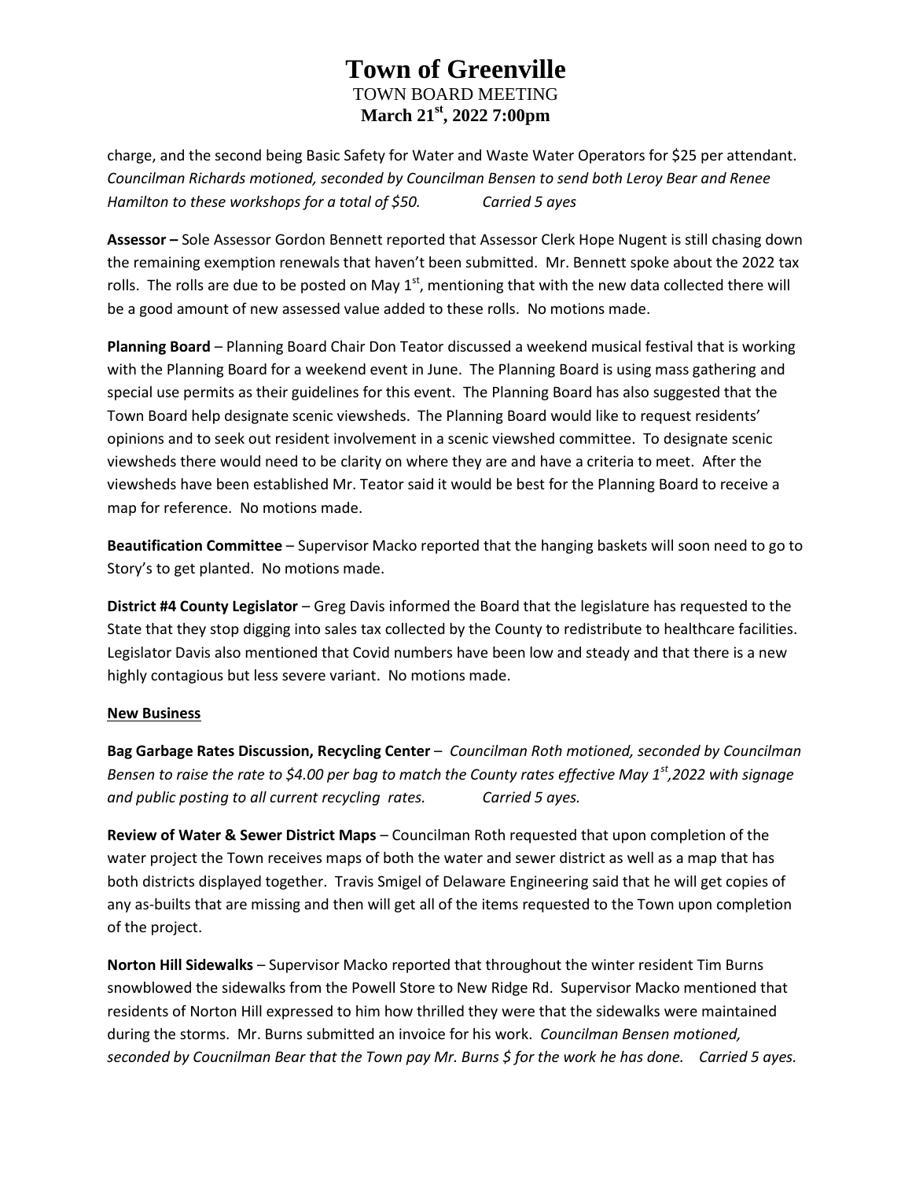charge, and the second being Basic Safety for Water and Waste Water Operators for $25 per attendant. *Councilman Richards motioned, seconded by Councilman Bensen to send both Leroy Bear and Renee Hamilton to these workshops for a total of $50.* *Carried 5 ayes*

**Assessor –** Sole Assessor Gordon Bennett reported that Assessor Clerk Hope Nugent is still chasing down the remaining exemption renewals that haven't been submitted. Mr. Bennett spoke about the 2022 tax rolls. The rolls are due to be posted on May 1st, mentioning that with the new data collected there will be a good amount of new assessed value added to these rolls. No motions made.

**Planning Board** – Planning Board Chair Don Teator discussed a weekend musical festival that is working with the Planning Board for a weekend event in June. The Planning Board is using mass gathering and special use permits as their guidelines for this event. The Planning Board has also suggested that the Town Board help designate scenic viewsheds. The Planning Board would like to request residents' opinions and to seek out resident involvement in a scenic viewshed committee. To designate scenic viewsheds there would need to be clarity on where they are and have a criteria to meet. After the viewsheds have been established Mr. Teator said it would be best for the Planning Board to receive a map for reference. No motions made.

**Beautification Committee** – Supervisor Macko reported that the hanging baskets will soon need to go to Story's to get planted. No motions made.

**District #4 County Legislator** – Greg Davis informed the Board that the legislature has requested to the State that they stop digging into sales tax collected by the County to redistribute to healthcare facilities. Legislator Davis also mentioned that Covid numbers have been low and steady and that there is a new highly contagious but less severe variant. No motions made.

**New Business**

**Bag Garbage Rates Discussion, Recycling Center** – *Councilman Roth motioned, seconded by Councilman Bensen to raise the rate to $4.00 per bag to match the County rates effective May 1st,2022 with signage and public posting to all current recycling rates.* *Carried 5 ayes.*

**Review of Water & Sewer District Maps** – Councilman Roth requested that upon completion of the water project the Town receives maps of both the water and sewer district as well as a map that has both districts displayed together. Travis Smigel of Delaware Engineering said that he will get copies of any as-builts that are missing and then will get all of the items requested to the Town upon completion of the project.

**Norton Hill Sidewalks** – Supervisor Macko reported that throughout the winter resident Tim Burns snowblowed the sidewalks from the Powell Store to New Ridge Rd. Supervisor Macko mentioned that residents of Norton Hill expressed to him how thrilled they were that the sidewalks were maintained during the storms. Mr. Burns submitted an invoice for his work. *Councilman Bensen motioned, seconded by Coucnilman Bear that the Town pay Mr. Burns $ for the work he has done.* *Carried 5 ayes.*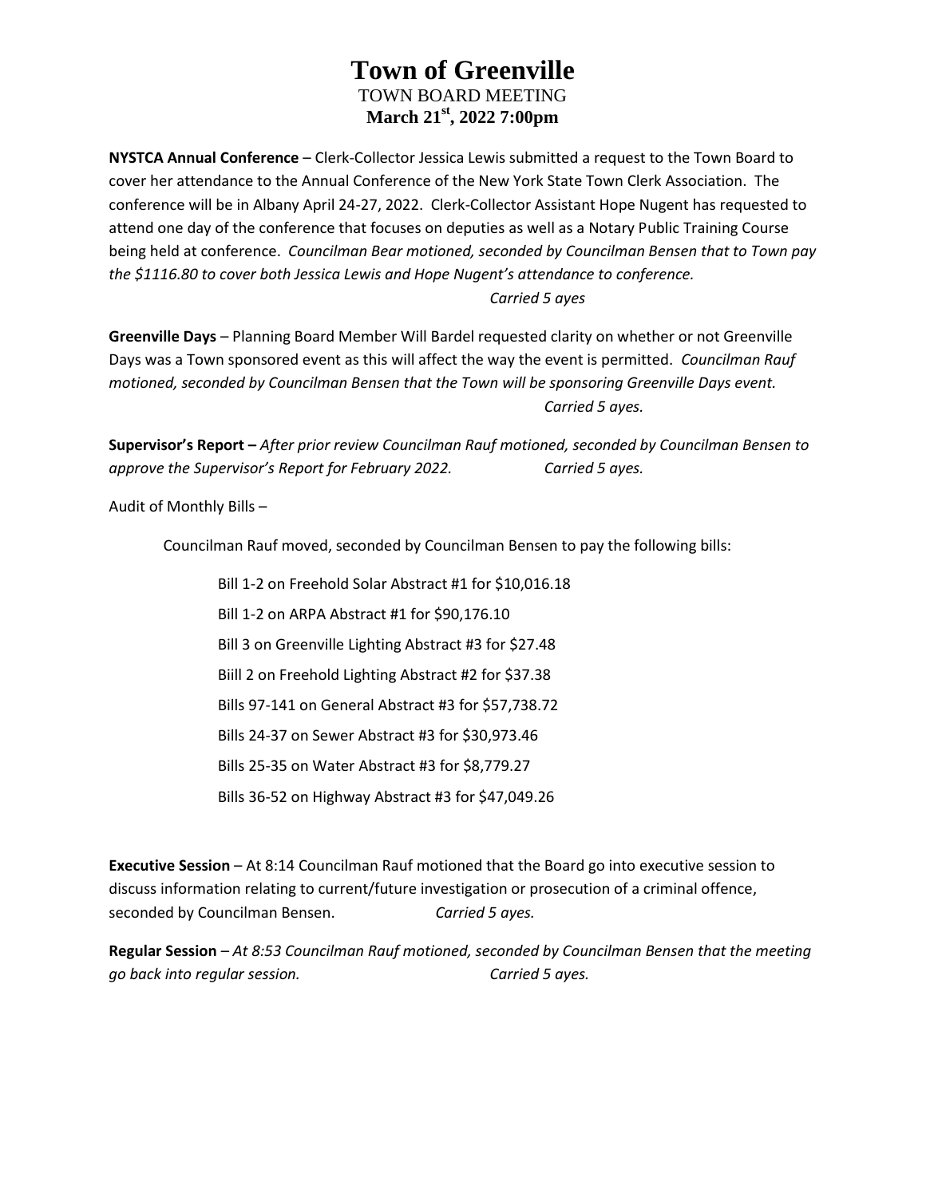# Town of Greenville

TOWN BOARD MEETING

**March 21st, 2022 7:00pm**

**NYSTCA Annual Conference** – Clerk-Collector Jessica Lewis submitted a request to the Town Board to cover her attendance to the Annual Conference of the New York State Town Clerk Association. The conference will be in Albany April 24-27, 2022. Clerk-Collector Assistant Hope Nugent has requested to attend one day of the conference that focuses on deputies as well as a Notary Public Training Course being held at conference. *Councilman Bear motioned, seconded by Councilman Bensen that to Town pay the $1116.80 to cover both Jessica Lewis and Hope Nugent's attendance to conference.*

*Carried 5 ayes*

**Greenville Days** – Planning Board Member Will Bardel requested clarity on whether or not Greenville Days was a Town sponsored event as this will affect the way the event is permitted. *Councilman Rauf motioned, seconded by Councilman Bensen that the Town will be sponsoring Greenville Days event.*

*Carried 5 ayes.*

**Supervisor's Report –** *After prior review Councilman Rauf motioned, seconded by Councilman Bensen to approve the Supervisor's Report for February 2022.* *Carried 5 ayes.*

Audit of Monthly Bills –

Councilman Rauf moved, seconded by Councilman Bensen to pay the following bills:

Bill 1-2 on Freehold Solar Abstract #1 for $10,016.18

Bill 1-2 on ARPA Abstract #1 for $90,176.10

Bill 3 on Greenville Lighting Abstract #3 for $27.48

Biill 2 on Freehold Lighting Abstract #2 for $37.38

Bills 97-141 on General Abstract #3 for $57,738.72

Bills 24-37 on Sewer Abstract #3 for $30,973.46

Bills 25-35 on Water Abstract #3 for $8,779.27

Bills 36-52 on Highway Abstract #3 for $47,049.26

**Executive Session** – At 8:14 Councilman Rauf motioned that the Board go into executive session to discuss information relating to current/future investigation or prosecution of a criminal offence, seconded by Councilman Bensen. *Carried 5 ayes.*

**Regular Session** – *At 8:53 Councilman Rauf motioned, seconded by Councilman Bensen that the meeting go back into regular session.* *Carried 5 ayes.*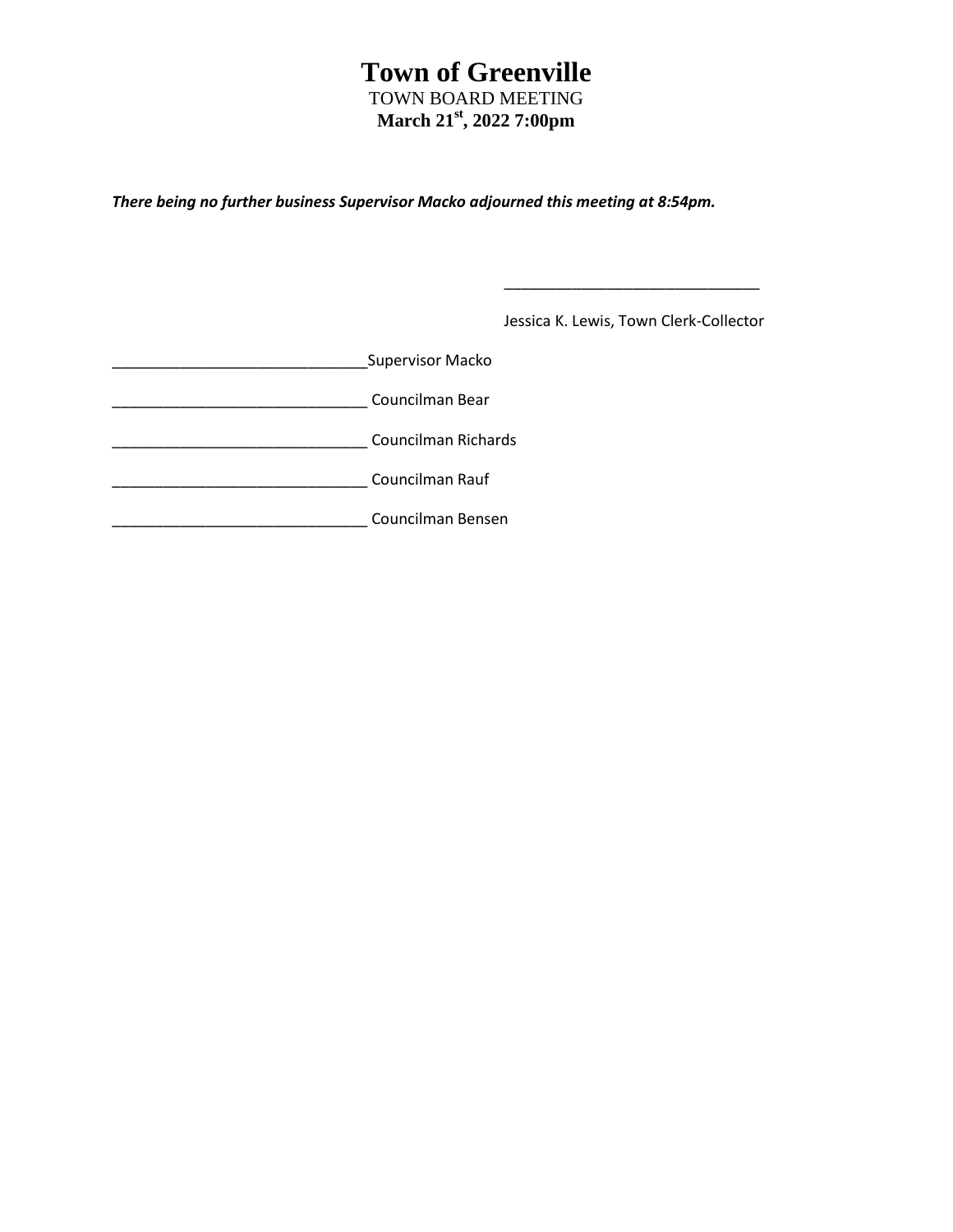# Town of Greenville

TOWN BOARD MEETING

**March 21st, 2022 7:00pm**

***There being no further business Supervisor Macko adjourned this meeting at 8:54pm.***

_______________________________

Jessica K. Lewis, Town Clerk-Collector

_______________________________Supervisor Macko

_______________________________ Councilman Bear

_______________________________ Councilman Richards

_______________________________ Councilman Rauf

_______________________________ Councilman Bensen